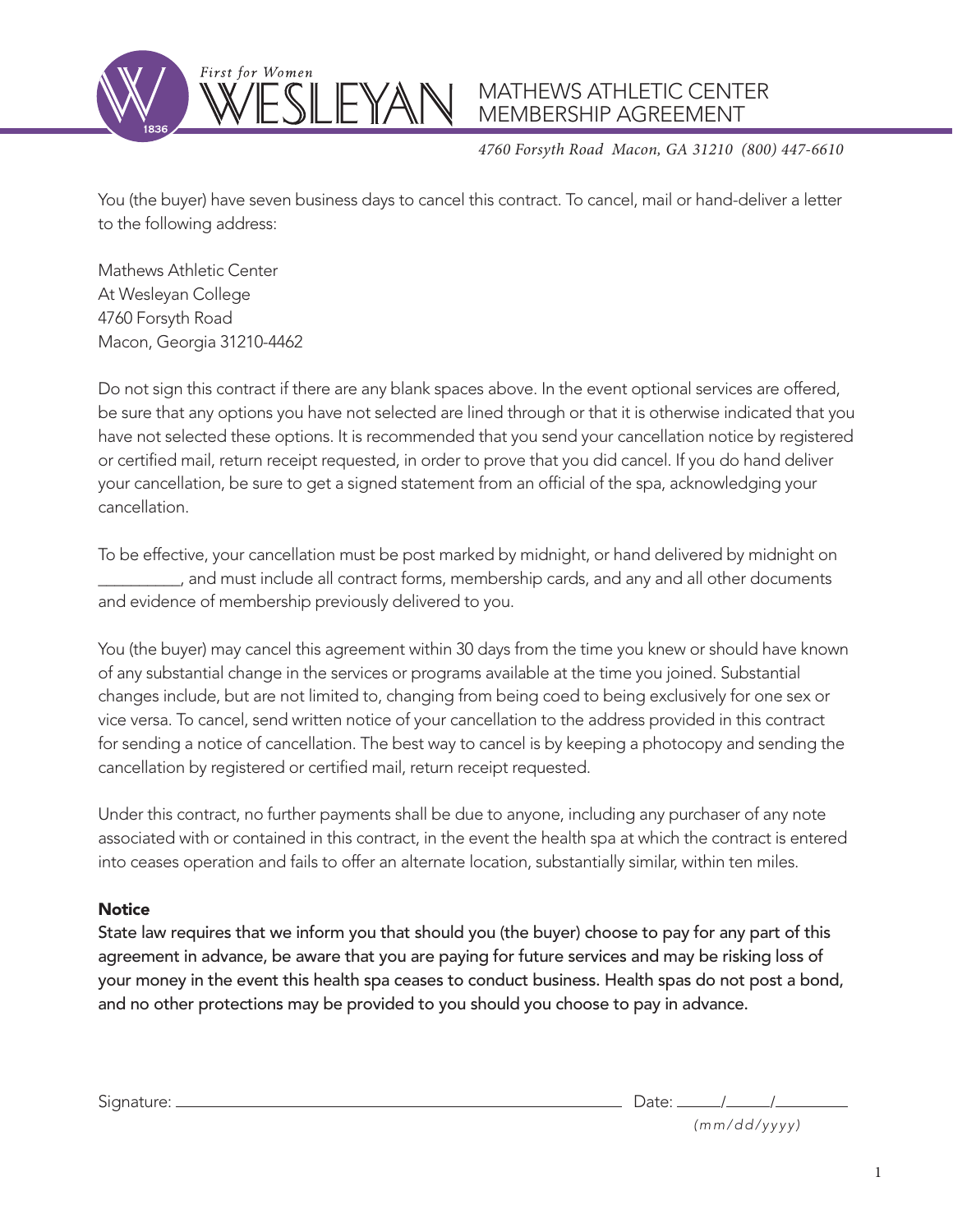First for Women

WESLEYAN

# MATHEWS ATHLETIC CENTER MEMBERSHIP AGREEMENT

*4760 Forsyth Road Macon, GA 31210 (800) 447-6610*

You (the buyer) have seven business days to cancel this contract. To cancel, mail or hand-deliver a letter to the following address:

Mathews Athletic Center
At Wesleyan College
4760 Forsyth Road
Macon, Georgia 31210-4462

Do not sign this contract if there are any blank spaces above. In the event optional services are offered, be sure that any options you have not selected are lined through or that it is otherwise indicated that you have not selected these options. It is recommended that you send your cancellation notice by registered or certified mail, return receipt requested, in order to prove that you did cancel. If you do hand deliver your cancellation, be sure to get a signed statement from an official of the spa, acknowledging your cancellation.

To be effective, your cancellation must be post marked by midnight, or hand delivered by midnight on __________, and must include all contract forms, membership cards, and any and all other documents and evidence of membership previously delivered to you.

You (the buyer) may cancel this agreement within 30 days from the time you knew or should have known of any substantial change in the services or programs available at the time you joined. Substantial changes include, but are not limited to, changing from being coed to being exclusively for one sex or vice versa. To cancel, send written notice of your cancellation to the address provided in this contract for sending a notice of cancellation. The best way to cancel is by keeping a photocopy and sending the cancellation by registered or certified mail, return receipt requested.

Under this contract, no further payments shall be due to anyone, including any purchaser of any note associated with or contained in this contract, in the event the health spa at which the contract is entered into ceases operation and fails to offer an alternate location, substantially similar, within ten miles.

**Notice**

**State law requires that we inform you that should you (the buyer) choose to pay for any part of this agreement in advance, be aware that you are paying for future services and may be risking loss of your money in the event this health spa ceases to conduct business. Health spas do not post a bond, and no other protections may be provided to you should you choose to pay in advance.**

Signature: ________________________________________ Date: _____/_____/________

*(mm/dd/yyyy)*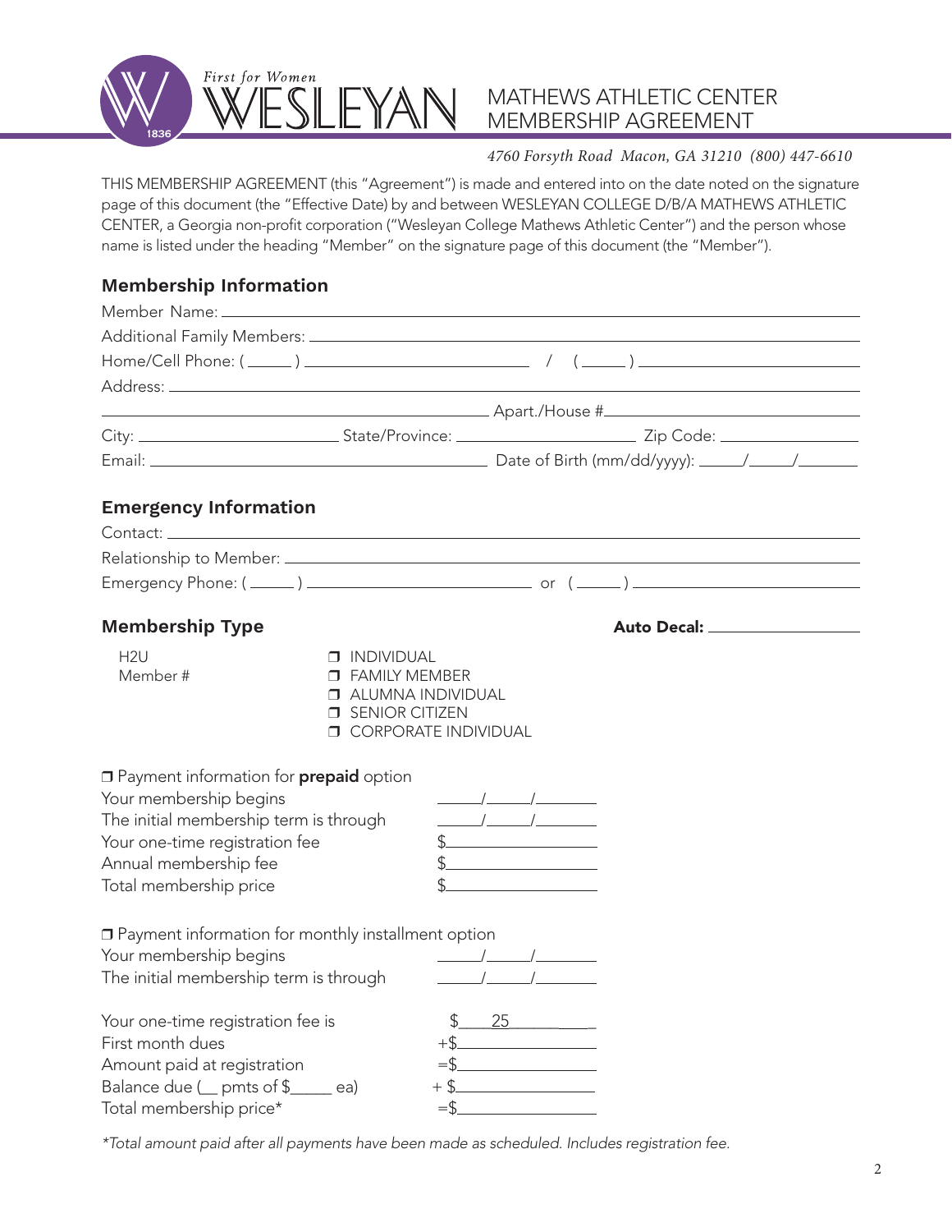First for Women WESLEYAN 1836

# MATHEWS ATHLETIC CENTER MEMBERSHIP AGREEMENT

*4760 Forsyth Road Macon, GA 31210 (800) 447-6610*

THIS MEMBERSHIP AGREEMENT (this "Agreement") is made and entered into on the date noted on the signature page of this document (the "Effective Date) by and between WESLEYAN COLLEGE D/B/A MATHEWS ATHLETIC CENTER, a Georgia non-profit corporation ("Wesleyan College Mathews Athletic Center") and the person whose name is listed under the heading "Member" on the signature page of this document (the "Member").

## Membership Information

Member Name: ______________________________________________

Additional Family Members: ______________________________________________

Home/Cell Phone: ( _____ ) ______________________ / ( _____ ) ______________________

Address: ______________________________________________

______________________________________ Apart./House #______________________

City: ____________________ State/Province: ____________________ Zip Code: ______________

Email: ________________________________ Date of Birth (mm/dd/yyyy): _____/_____/_______

## Emergency Information

Contact: ______________________________________________

Relationship to Member: ______________________________________________

Emergency Phone: ( _____ ) ______________________ or ( _____ ) ______________________

## Membership Type

**Auto Decal:** ______________

H2U
Member #

- ❒ INDIVIDUAL
- ❒ FAMILY MEMBER
- ❒ ALUMNA INDIVIDUAL
- ❒ SENIOR CITIZEN
- ❒ CORPORATE INDIVIDUAL

❒ Payment information for **prepaid** option

| | |
|---|---|
| Your membership begins | _____/_____/_______ |
| The initial membership term is through | _____/_____/_______ |
| Your one-time registration fee | $______________ |
| Annual membership fee | $______________ |
| Total membership price | $______________ |

❒ Payment information for monthly installment option

| | |
|---|---|
| Your membership begins | _____/_____/_______ |
| The initial membership term is through | _____/_____/_______ |
| | |
| Your one-time registration fee is | $ 25 |
| First month dues | +$______________ |
| Amount paid at registration | =$______________ |
| Balance due (__ pmts of $_____ ea) | + $______________ |
| Total membership price* | =$______________ |

*\*Total amount paid after all payments have been made as scheduled. Includes registration fee.*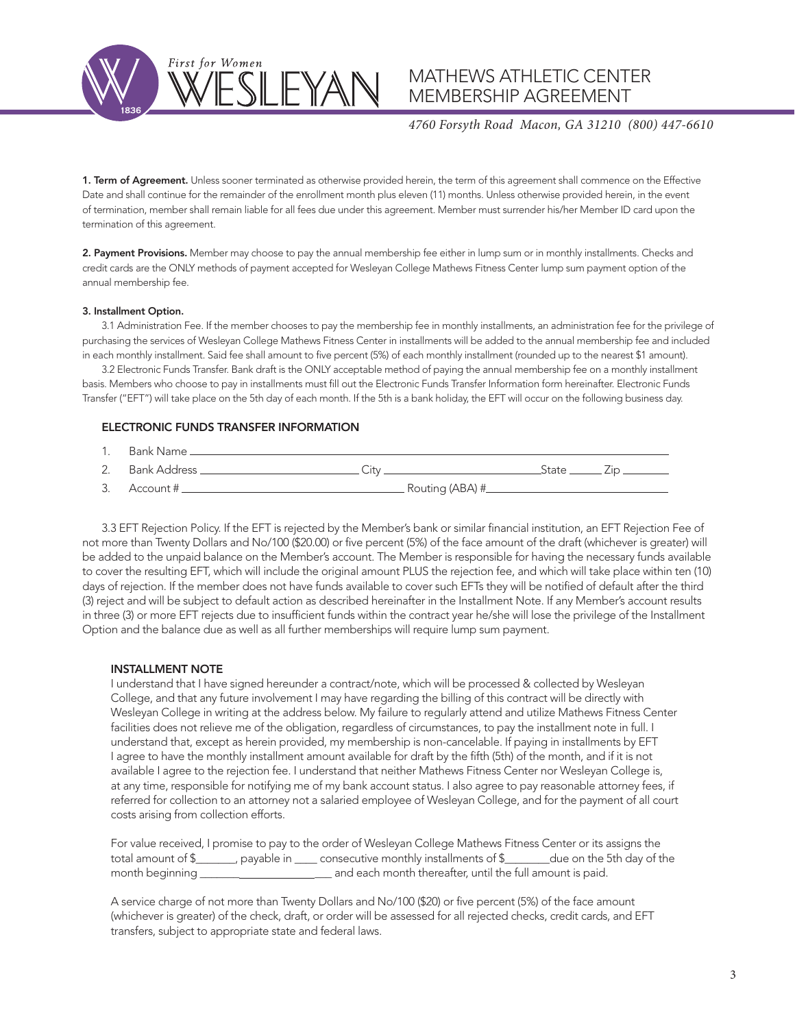# MATHEWS ATHLETIC CENTER MEMBERSHIP AGREEMENT

*4760 Forsyth Road Macon, GA 31210 (800) 447-6610*

**1. Term of Agreement.** Unless sooner terminated as otherwise provided herein, the term of this agreement shall commence on the Effective Date and shall continue for the remainder of the enrollment month plus eleven (11) months. Unless otherwise provided herein, in the event of termination, member shall remain liable for all fees due under this agreement. Member must surrender his/her Member ID card upon the termination of this agreement.

**2. Payment Provisions.** Member may choose to pay the annual membership fee either in lump sum or in monthly installments. Checks and credit cards are the ONLY methods of payment accepted for Wesleyan College Mathews Fitness Center lump sum payment option of the annual membership fee.

**3. Installment Option.**

3.1 Administration Fee. If the member chooses to pay the membership fee in monthly installments, an administration fee for the privilege of purchasing the services of Wesleyan College Mathews Fitness Center in installments will be added to the annual membership fee and included in each monthly installment. Said fee shall amount to five percent (5%) of each monthly installment (rounded up to the nearest $1 amount).

3.2 Electronic Funds Transfer. Bank draft is the ONLY acceptable method of paying the annual membership fee on a monthly installment basis. Members who choose to pay in installments must fill out the Electronic Funds Transfer Information form hereinafter. Electronic Funds Transfer ("EFT") will take place on the 5th day of each month. If the 5th is a bank holiday, the EFT will occur on the following business day.

## ELECTRONIC FUNDS TRANSFER INFORMATION

1. Bank Name ______________________________
2. Bank Address ______________ City ______________ State ______ Zip ________
3. Account # ______________________ Routing (ABA) #______________________

3.3 EFT Rejection Policy. If the EFT is rejected by the Member's bank or similar financial institution, an EFT Rejection Fee of not more than Twenty Dollars and No/100 ($20.00) or five percent (5%) of the face amount of the draft (whichever is greater) will be added to the unpaid balance on the Member's account. The Member is responsible for having the necessary funds available to cover the resulting EFT, which will include the original amount PLUS the rejection fee, and which will take place within ten (10) days of rejection. If the member does not have funds available to cover such EFTs they will be notified of default after the third (3) reject and will be subject to default action as described hereinafter in the Installment Note. If any Member's account results in three (3) or more EFT rejects due to insufficient funds within the contract year he/she will lose the privilege of the Installment Option and the balance due as well as all further memberships will require lump sum payment.

### INSTALLMENT NOTE

I understand that I have signed hereunder a contract/note, which will be processed & collected by Wesleyan College, and that any future involvement I may have regarding the billing of this contract will be directly with Wesleyan College in writing at the address below. My failure to regularly attend and utilize Mathews Fitness Center facilities does not relieve me of the obligation, regardless of circumstances, to pay the installment note in full. I understand that, except as herein provided, my membership is non-cancelable. If paying in installments by EFT I agree to have the monthly installment amount available for draft by the fifth (5th) of the month, and if it is not available I agree to the rejection fee. I understand that neither Mathews Fitness Center nor Wesleyan College is, at any time, responsible for notifying me of my bank account status. I also agree to pay reasonable attorney fees, if referred for collection to an attorney not a salaried employee of Wesleyan College, and for the payment of all court costs arising from collection efforts.

For value received, I promise to pay to the order of Wesleyan College Mathews Fitness Center or its assigns the total amount of $_______, payable in ____ consecutive monthly installments of $________due on the 5th day of the month beginning ______________________ and each month thereafter, until the full amount is paid.

A service charge of not more than Twenty Dollars and No/100 ($20) or five percent (5%) of the face amount (whichever is greater) of the check, draft, or order will be assessed for all rejected checks, credit cards, and EFT transfers, subject to appropriate state and federal laws.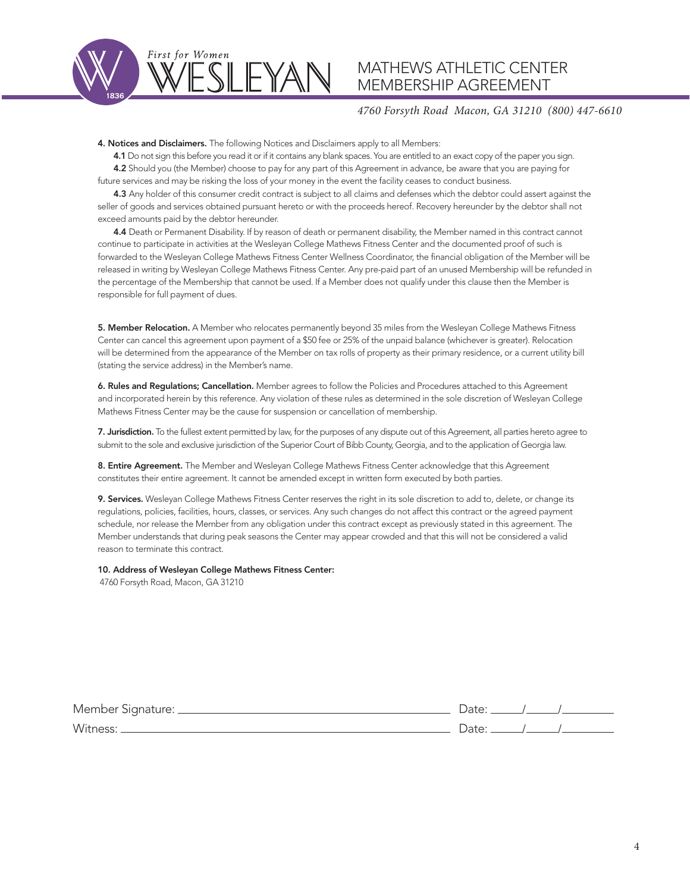# MATHEWS ATHLETIC CENTER MEMBERSHIP AGREEMENT

*4760 Forsyth Road Macon, GA 31210 (800) 447-6610*

**4. Notices and Disclaimers.** The following Notices and Disclaimers apply to all Members:

**4.1** Do not sign this before you read it or if it contains any blank spaces. You are entitled to an exact copy of the paper you sign.

**4.2** Should you (the Member) choose to pay for any part of this Agreement in advance, be aware that you are paying for future services and may be risking the loss of your money in the event the facility ceases to conduct business.

**4.3** Any holder of this consumer credit contract is subject to all claims and defenses which the debtor could assert against the seller of goods and services obtained pursuant hereto or with the proceeds hereof. Recovery hereunder by the debtor shall not exceed amounts paid by the debtor hereunder.

**4.4** Death or Permanent Disability. If by reason of death or permanent disability, the Member named in this contract cannot continue to participate in activities at the Wesleyan College Mathews Fitness Center and the documented proof of such is forwarded to the Wesleyan College Mathews Fitness Center Wellness Coordinator, the financial obligation of the Member will be released in writing by Wesleyan College Mathews Fitness Center. Any pre-paid part of an unused Membership will be refunded in the percentage of the Membership that cannot be used. If a Member does not qualify under this clause then the Member is responsible for full payment of dues.

**5. Member Relocation.** A Member who relocates permanently beyond 35 miles from the Wesleyan College Mathews Fitness Center can cancel this agreement upon payment of a $50 fee or 25% of the unpaid balance (whichever is greater). Relocation will be determined from the appearance of the Member on tax rolls of property as their primary residence, or a current utility bill (stating the service address) in the Member's name.

**6. Rules and Regulations; Cancellation.** Member agrees to follow the Policies and Procedures attached to this Agreement and incorporated herein by this reference. Any violation of these rules as determined in the sole discretion of Wesleyan College Mathews Fitness Center may be the cause for suspension or cancellation of membership.

**7. Jurisdiction.** To the fullest extent permitted by law, for the purposes of any dispute out of this Agreement, all parties hereto agree to submit to the sole and exclusive jurisdiction of the Superior Court of Bibb County, Georgia, and to the application of Georgia law.

**8. Entire Agreement.** The Member and Wesleyan College Mathews Fitness Center acknowledge that this Agreement constitutes their entire agreement. It cannot be amended except in written form executed by both parties.

**9. Services.** Wesleyan College Mathews Fitness Center reserves the right in its sole discretion to add to, delete, or change its regulations, policies, facilities, hours, classes, or services. Any such changes do not affect this contract or the agreed payment schedule, nor release the Member from any obligation under this contract except as previously stated in this agreement. The Member understands that during peak seasons the Center may appear crowded and that this will not be considered a valid reason to terminate this contract.

**10. Address of Wesleyan College Mathews Fitness Center:**
4760 Forsyth Road, Macon, GA 31210

Member Signature: ______________________________ Date: _____/_____/________

Witness: ______________________________ Date: _____/_____/________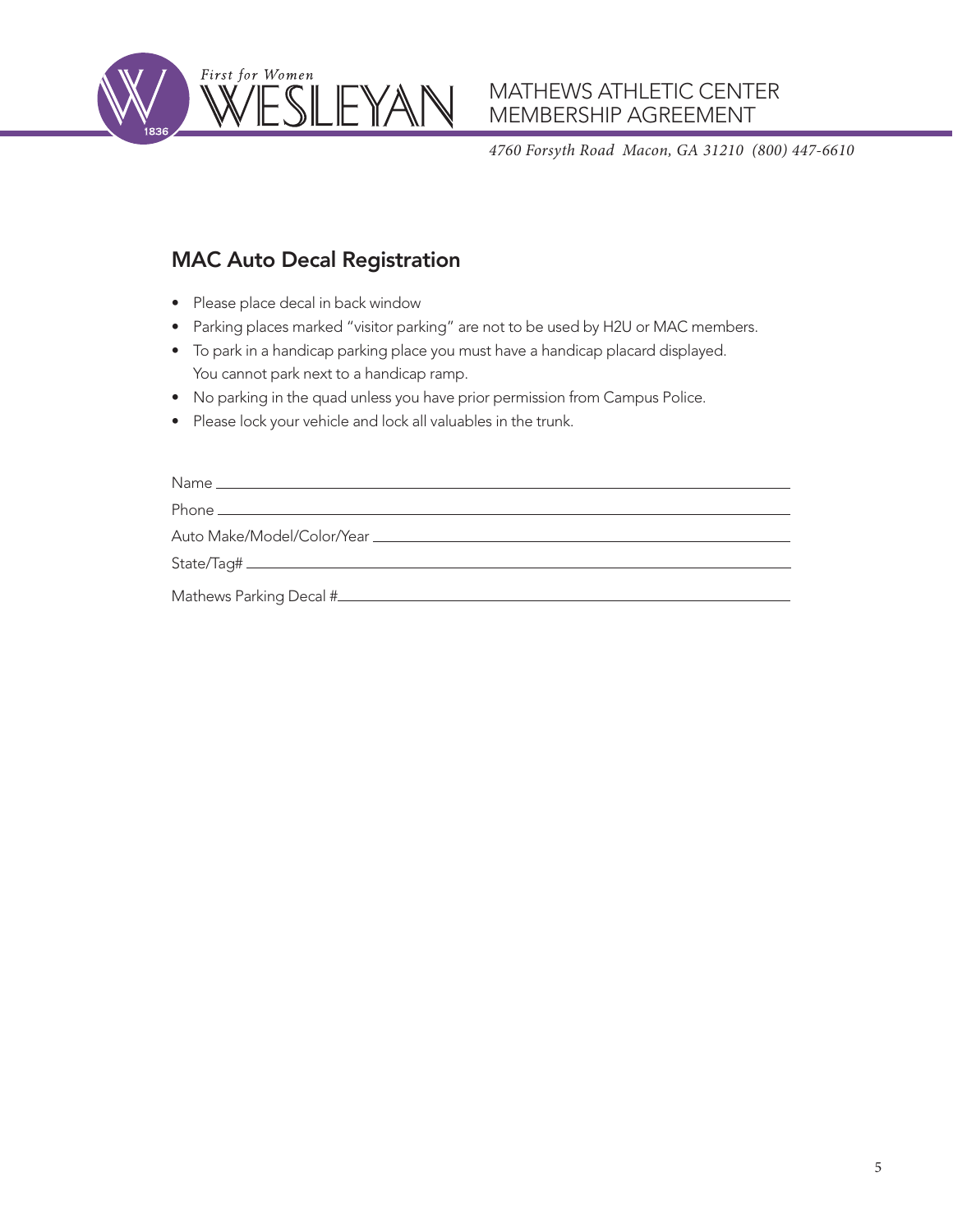# MAC Auto Decal Registration

- Please place decal in back window
- Parking places marked "visitor parking" are not to be used by H2U or MAC members.
- To park in a handicap parking place you must have a handicap placard displayed. You cannot park next to a handicap ramp.
- No parking in the quad unless you have prior permission from Campus Police.
- Please lock your vehicle and lock all valuables in the trunk.

Name ___________________________________________

Phone ___________________________________________

Auto Make/Model/Color/Year ___________________________________________

State/Tag# ___________________________________________

Mathews Parking Decal #___________________________________________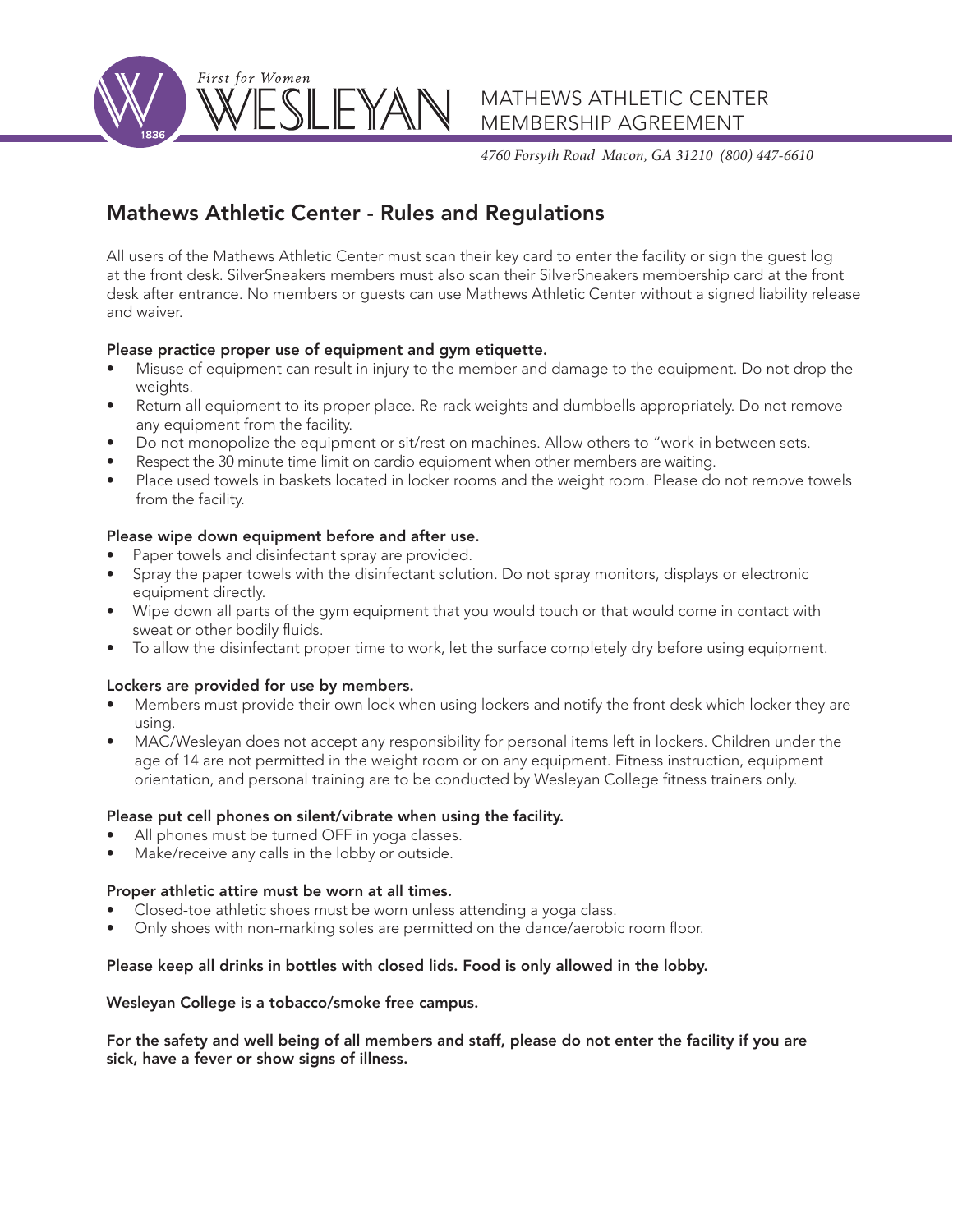# Mathews Athletic Center - Rules and Regulations

All users of the Mathews Athletic Center must scan their key card to enter the facility or sign the guest log at the front desk. SilverSneakers members must also scan their SilverSneakers membership card at the front desk after entrance. No members or guests can use Mathews Athletic Center without a signed liability release and waiver.

**Please practice proper use of equipment and gym etiquette.**

- Misuse of equipment can result in injury to the member and damage to the equipment. Do not drop the weights.
- Return all equipment to its proper place. Re-rack weights and dumbbells appropriately. Do not remove any equipment from the facility.
- Do not monopolize the equipment or sit/rest on machines. Allow others to "work-in between sets.
- Respect the 30 minute time limit on cardio equipment when other members are waiting.
- Place used towels in baskets located in locker rooms and the weight room. Please do not remove towels from the facility.

**Please wipe down equipment before and after use.**

- Paper towels and disinfectant spray are provided.
- Spray the paper towels with the disinfectant solution. Do not spray monitors, displays or electronic equipment directly.
- Wipe down all parts of the gym equipment that you would touch or that would come in contact with sweat or other bodily fluids.
- To allow the disinfectant proper time to work, let the surface completely dry before using equipment.

**Lockers are provided for use by members.**

- Members must provide their own lock when using lockers and notify the front desk which locker they are using.
- MAC/Wesleyan does not accept any responsibility for personal items left in lockers. Children under the age of 14 are not permitted in the weight room or on any equipment. Fitness instruction, equipment orientation, and personal training are to be conducted by Wesleyan College fitness trainers only.

**Please put cell phones on silent/vibrate when using the facility.**

- All phones must be turned OFF in yoga classes.
- Make/receive any calls in the lobby or outside.

**Proper athletic attire must be worn at all times.**

- Closed-toe athletic shoes must be worn unless attending a yoga class.
- Only shoes with non-marking soles are permitted on the dance/aerobic room floor.

**Please keep all drinks in bottles with closed lids. Food is only allowed in the lobby.**

**Wesleyan College is a tobacco/smoke free campus.**

**For the safety and well being of all members and staff, please do not enter the facility if you are sick, have a fever or show signs of illness.**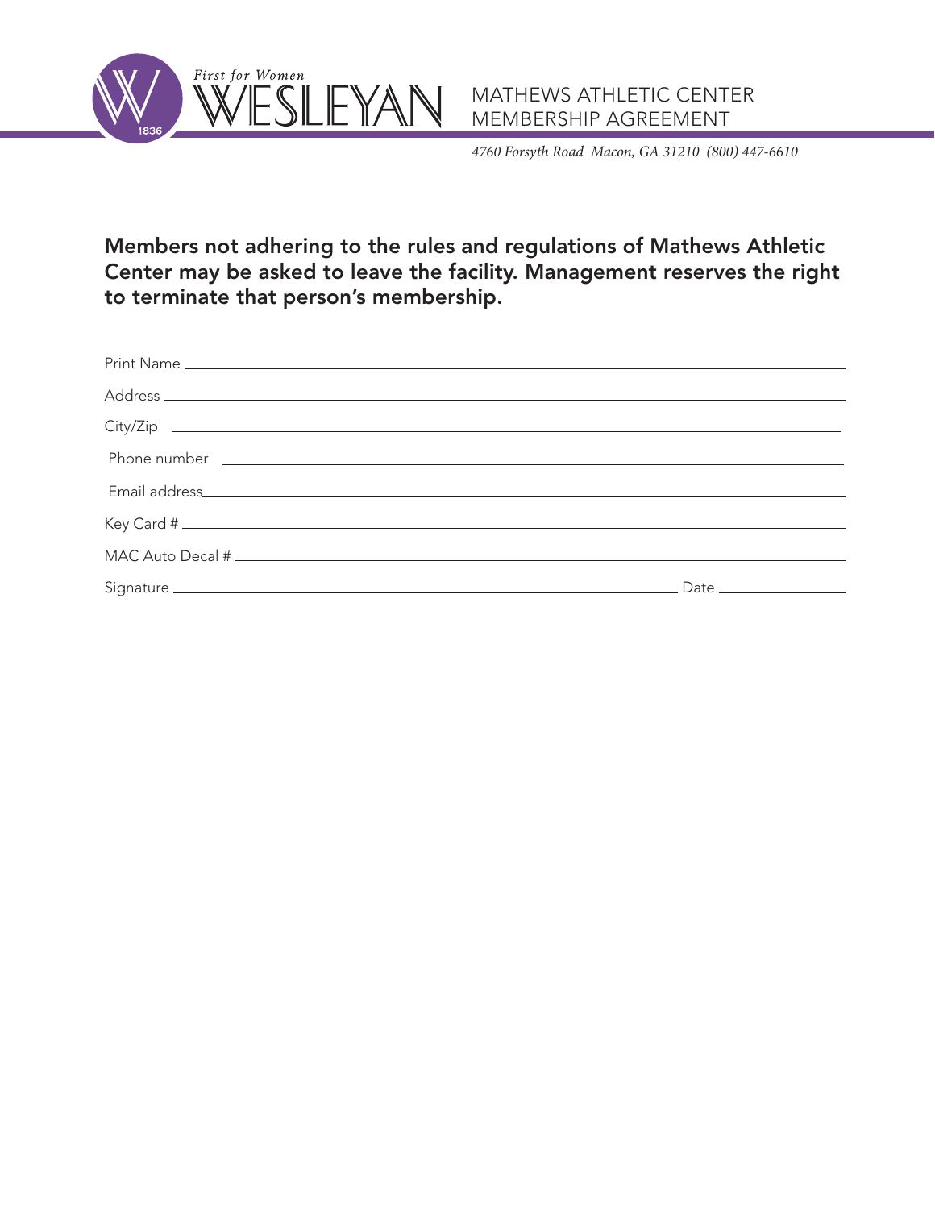First for Women
WESLEYAN

# MATHEWS ATHLETIC CENTER MEMBERSHIP AGREEMENT

*4760 Forsyth Road Macon, GA 31210 (800) 447-6610*

**Members not adhering to the rules and regulations of Mathews Athletic Center may be asked to leave the facility. Management reserves the right to terminate that person's membership.**

Print Name ______________________________________________

Address ______________________________________________

City/Zip ______________________________________________

Phone number ______________________________________________

Email address______________________________________________

Key Card # ______________________________________________

MAC Auto Decal # ______________________________________________

Signature ______________________________________ Date ______________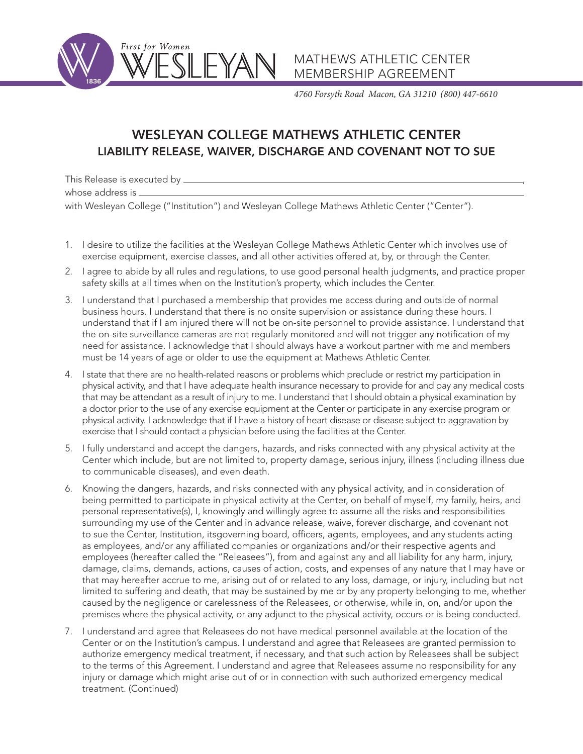First for Women WESLEYAN

MATHEWS ATHLETIC CENTER
MEMBERSHIP AGREEMENT

*4760 Forsyth Road Macon, GA 31210 (800) 447-6610*

# WESLEYAN COLLEGE MATHEWS ATHLETIC CENTER
## LIABILITY RELEASE, WAIVER, DISCHARGE AND COVENANT NOT TO SUE

This Release is executed by ______________________________________________,
whose address is ______________________________________________
with Wesleyan College ("Institution") and Wesleyan College Mathews Athletic Center ("Center").

1. I desire to utilize the facilities at the Wesleyan College Mathews Athletic Center which involves use of exercise equipment, exercise classes, and all other activities offered at, by, or through the Center.
2. I agree to abide by all rules and regulations, to use good personal health judgments, and practice proper safety skills at all times when on the Institution's property, which includes the Center.
3. I understand that I purchased a membership that provides me access during and outside of normal business hours. I understand that there is no onsite supervision or assistance during these hours. I understand that if I am injured there will not be on-site personnel to provide assistance. I understand that the on-site surveillance cameras are not regularly monitored and will not trigger any notification of my need for assistance. I acknowledge that I should always have a workout partner with me and members must be 14 years of age or older to use the equipment at Mathews Athletic Center.
4. I state that there are no health-related reasons or problems which preclude or restrict my participation in physical activity, and that I have adequate health insurance necessary to provide for and pay any medical costs that may be attendant as a result of injury to me. I understand that I should obtain a physical examination by a doctor prior to the use of any exercise equipment at the Center or participate in any exercise program or physical activity. I acknowledge that if I have a history of heart disease or disease subject to aggravation by exercise that I should contact a physician before using the facilities at the Center.
5. I fully understand and accept the dangers, hazards, and risks connected with any physical activity at the Center which include, but are not limited to, property damage, serious injury, illness (including illness due to communicable diseases), and even death.
6. Knowing the dangers, hazards, and risks connected with any physical activity, and in consideration of being permitted to participate in physical activity at the Center, on behalf of myself, my family, heirs, and personal representative(s), I, knowingly and willingly agree to assume all the risks and responsibilities surrounding my use of the Center and in advance release, waive, forever discharge, and covenant not to sue the Center, Institution, itsgoverning board, officers, agents, employees, and any students acting as employees, and/or any affiliated companies or organizations and/or their respective agents and employees (hereafter called the "Releasees"), from and against any and all liability for any harm, injury, damage, claims, demands, actions, causes of action, costs, and expenses of any nature that I may have or that may hereafter accrue to me, arising out of or related to any loss, damage, or injury, including but not limited to suffering and death, that may be sustained by me or by any property belonging to me, whether caused by the negligence or carelessness of the Releasees, or otherwise, while in, on, and/or upon the premises where the physical activity, or any adjunct to the physical activity, occurs or is being conducted.
7. I understand and agree that Releasees do not have medical personnel available at the location of the Center or on the Institution's campus. I understand and agree that Releasees are granted permission to authorize emergency medical treatment, if necessary, and that such action by Releasees shall be subject to the terms of this Agreement. I understand and agree that Releasees assume no responsibility for any injury or damage which might arise out of or in connection with such authorized emergency medical treatment. (Continued)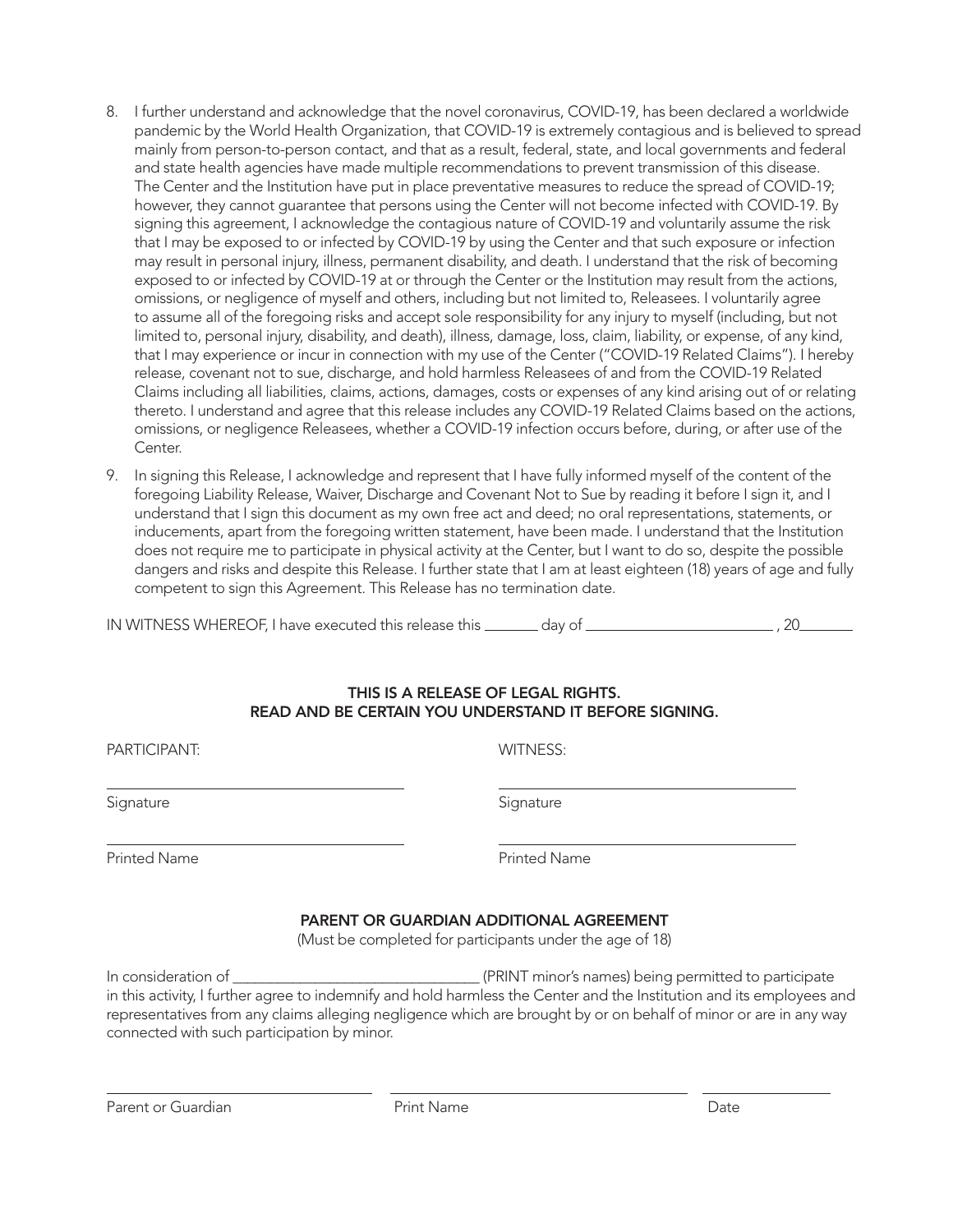8. I further understand and acknowledge that the novel coronavirus, COVID-19, has been declared a worldwide pandemic by the World Health Organization, that COVID-19 is extremely contagious and is believed to spread mainly from person-to-person contact, and that as a result, federal, state, and local governments and federal and state health agencies have made multiple recommendations to prevent transmission of this disease. The Center and the Institution have put in place preventative measures to reduce the spread of COVID-19; however, they cannot guarantee that persons using the Center will not become infected with COVID-19. By signing this agreement, I acknowledge the contagious nature of COVID-19 and voluntarily assume the risk that I may be exposed to or infected by COVID-19 by using the Center and that such exposure or infection may result in personal injury, illness, permanent disability, and death. I understand that the risk of becoming exposed to or infected by COVID-19 at or through the Center or the Institution may result from the actions, omissions, or negligence of myself and others, including but not limited to, Releasees. I voluntarily agree to assume all of the foregoing risks and accept sole responsibility for any injury to myself (including, but not limited to, personal injury, disability, and death), illness, damage, loss, claim, liability, or expense, of any kind, that I may experience or incur in connection with my use of the Center ("COVID-19 Related Claims"). I hereby release, covenant not to sue, discharge, and hold harmless Releasees of and from the COVID-19 Related Claims including all liabilities, claims, actions, damages, costs or expenses of any kind arising out of or relating thereto. I understand and agree that this release includes any COVID-19 Related Claims based on the actions, omissions, or negligence Releasees, whether a COVID-19 infection occurs before, during, or after use of the Center.

9. In signing this Release, I acknowledge and represent that I have fully informed myself of the content of the foregoing Liability Release, Waiver, Discharge and Covenant Not to Sue by reading it before I sign it, and I understand that I sign this document as my own free act and deed; no oral representations, statements, or inducements, apart from the foregoing written statement, have been made. I understand that the Institution does not require me to participate in physical activity at the Center, but I want to do so, despite the possible dangers and risks and despite this Release. I further state that I am at least eighteen (18) years of age and fully competent to sign this Agreement. This Release has no termination date.

IN WITNESS WHEREOF, I have executed this release this _______ day of ________________________ , 20_______

**THIS IS A RELEASE OF LEGAL RIGHTS.**
**READ AND BE CERTAIN YOU UNDERSTAND IT BEFORE SIGNING.**

PARTICIPANT:

____________________________________
Signature

____________________________________
Printed Name

WITNESS:

____________________________________
Signature

____________________________________
Printed Name

**PARENT OR GUARDIAN ADDITIONAL AGREEMENT**

(Must be completed for participants under the age of 18)

In consideration of ________________________________ (PRINT minor's names) being permitted to participate in this activity, I further agree to indemnify and hold harmless the Center and the Institution and its employees and representatives from any claims alleging negligence which are brought by or on behalf of minor or are in any way connected with such participation by minor.

________________________________ ________________________________ ______________
Parent or Guardian Print Name Date